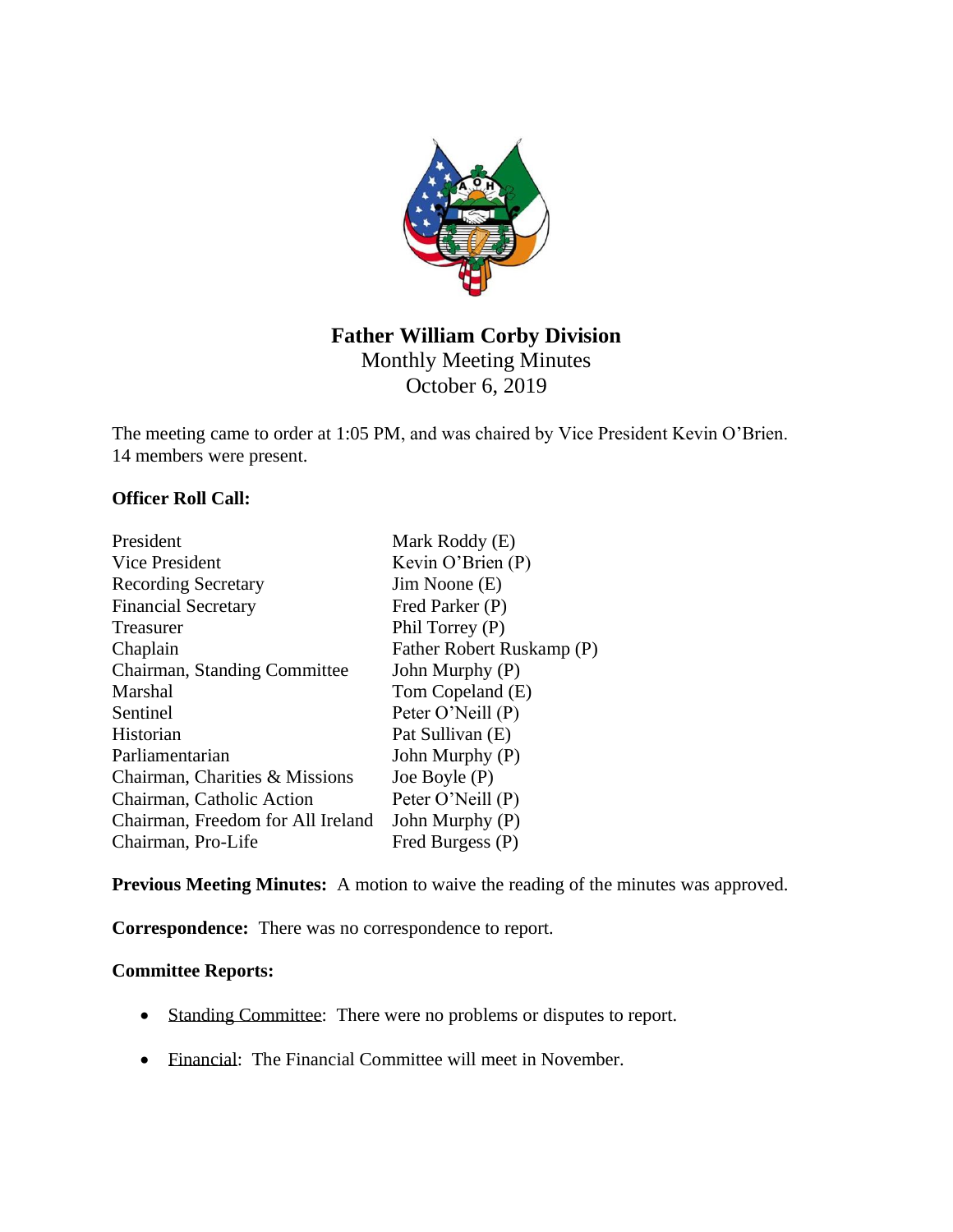**Father William Corby Division**
Monthly Meeting Minutes
October 6, 2019

The meeting came to order at 1:05 PM, and was chaired by Vice President Kevin O'Brien. 14 members were present.

**Officer Roll Call:**

| | |
|---|---|
| President | Mark Roddy (E) |
| Vice President | Kevin O'Brien (P) |
| Recording Secretary | Jim Noone (E) |
| Financial Secretary | Fred Parker (P) |
| Treasurer | Phil Torrey (P) |
| Chaplain | Father Robert Ruskamp (P) |
| Chairman, Standing Committee | John Murphy (P) |
| Marshal | Tom Copeland (E) |
| Sentinel | Peter O'Neill (P) |
| Historian | Pat Sullivan (E) |
| Parliamentarian | John Murphy (P) |
| Chairman, Charities & Missions | Joe Boyle (P) |
| Chairman, Catholic Action | Peter O'Neill (P) |
| Chairman, Freedom for All Ireland | John Murphy (P) |
| Chairman, Pro-Life | Fred Burgess (P) |

**Previous Meeting Minutes:** A motion to waive the reading of the minutes was approved.

**Correspondence:** There was no correspondence to report.

**Committee Reports:**

- Standing Committee: There were no problems or disputes to report.
- Financial: The Financial Committee will meet in November.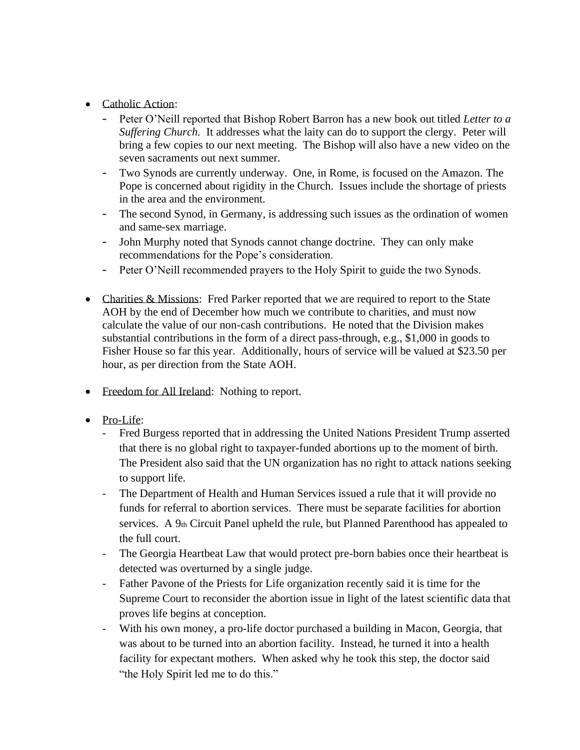- Catholic Action:
  - Peter O'Neill reported that Bishop Robert Barron has a new book out titled *Letter to a Suffering Church.* It addresses what the laity can do to support the clergy. Peter will bring a few copies to our next meeting. The Bishop will also have a new video on the seven sacraments out next summer.
  - Two Synods are currently underway. One, in Rome, is focused on the Amazon. The Pope is concerned about rigidity in the Church. Issues include the shortage of priests in the area and the environment.
  - The second Synod, in Germany, is addressing such issues as the ordination of women and same-sex marriage.
  - John Murphy noted that Synods cannot change doctrine. They can only make recommendations for the Pope's consideration.
  - Peter O'Neill recommended prayers to the Holy Spirit to guide the two Synods.

- Charities & Missions: Fred Parker reported that we are required to report to the State AOH by the end of December how much we contribute to charities, and must now calculate the value of our non-cash contributions. He noted that the Division makes substantial contributions in the form of a direct pass-through, e.g., $1,000 in goods to Fisher House so far this year. Additionally, hours of service will be valued at $23.50 per hour, as per direction from the State AOH.

- Freedom for All Ireland: Nothing to report.

- Pro-Life:
  - Fred Burgess reported that in addressing the United Nations President Trump asserted that there is no global right to taxpayer-funded abortions up to the moment of birth. The President also said that the UN organization has no right to attack nations seeking to support life.
  - The Department of Health and Human Services issued a rule that it will provide no funds for referral to abortion services. There must be separate facilities for abortion services. A 9th Circuit Panel upheld the rule, but Planned Parenthood has appealed to the full court.
  - The Georgia Heartbeat Law that would protect pre-born babies once their heartbeat is detected was overturned by a single judge.
  - Father Pavone of the Priests for Life organization recently said it is time for the Supreme Court to reconsider the abortion issue in light of the latest scientific data that proves life begins at conception.
  - With his own money, a pro-life doctor purchased a building in Macon, Georgia, that was about to be turned into an abortion facility. Instead, he turned it into a health facility for expectant mothers. When asked why he took this step, the doctor said "the Holy Spirit led me to do this."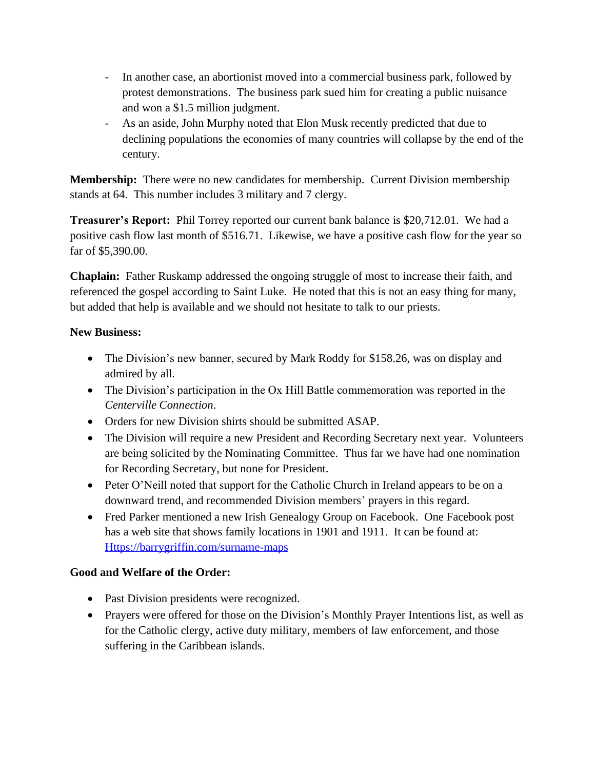- In another case, an abortionist moved into a commercial business park, followed by protest demonstrations. The business park sued him for creating a public nuisance and won a $1.5 million judgment.
- As an aside, John Murphy noted that Elon Musk recently predicted that due to declining populations the economies of many countries will collapse by the end of the century.

**Membership:** There were no new candidates for membership. Current Division membership stands at 64. This number includes 3 military and 7 clergy.

**Treasurer's Report:** Phil Torrey reported our current bank balance is $20,712.01. We had a positive cash flow last month of $516.71. Likewise, we have a positive cash flow for the year so far of $5,390.00.

**Chaplain:** Father Ruskamp addressed the ongoing struggle of most to increase their faith, and referenced the gospel according to Saint Luke. He noted that this is not an easy thing for many, but added that help is available and we should not hesitate to talk to our priests.

**New Business:**

- The Division's new banner, secured by Mark Roddy for $158.26, was on display and admired by all.
- The Division's participation in the Ox Hill Battle commemoration was reported in the *Centerville Connection*.
- Orders for new Division shirts should be submitted ASAP.
- The Division will require a new President and Recording Secretary next year. Volunteers are being solicited by the Nominating Committee. Thus far we have had one nomination for Recording Secretary, but none for President.
- Peter O'Neill noted that support for the Catholic Church in Ireland appears to be on a downward trend, and recommended Division members' prayers in this regard.
- Fred Parker mentioned a new Irish Genealogy Group on Facebook. One Facebook post has a web site that shows family locations in 1901 and 1911. It can be found at: [Https://barrygriffin.com/surname-maps](https://barrygriffin.com/surname-maps)

**Good and Welfare of the Order:**

- Past Division presidents were recognized.
- Prayers were offered for those on the Division's Monthly Prayer Intentions list, as well as for the Catholic clergy, active duty military, members of law enforcement, and those suffering in the Caribbean islands.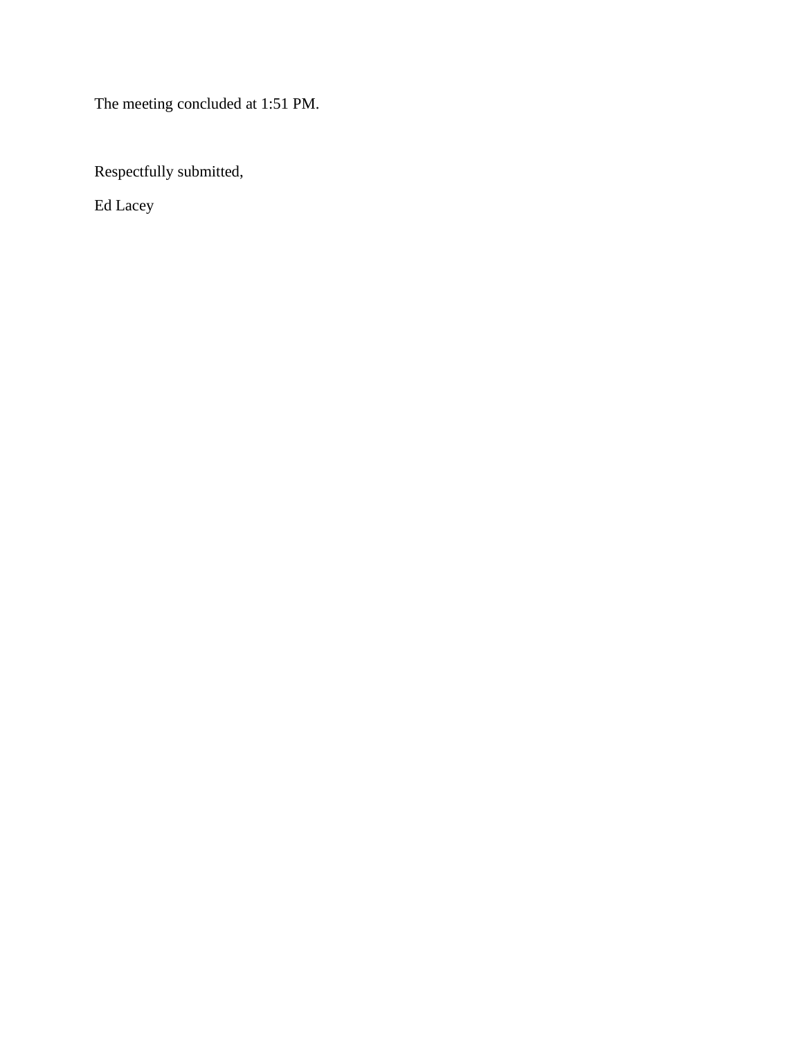The meeting concluded at 1:51 PM.

Respectfully submitted,

Ed Lacey